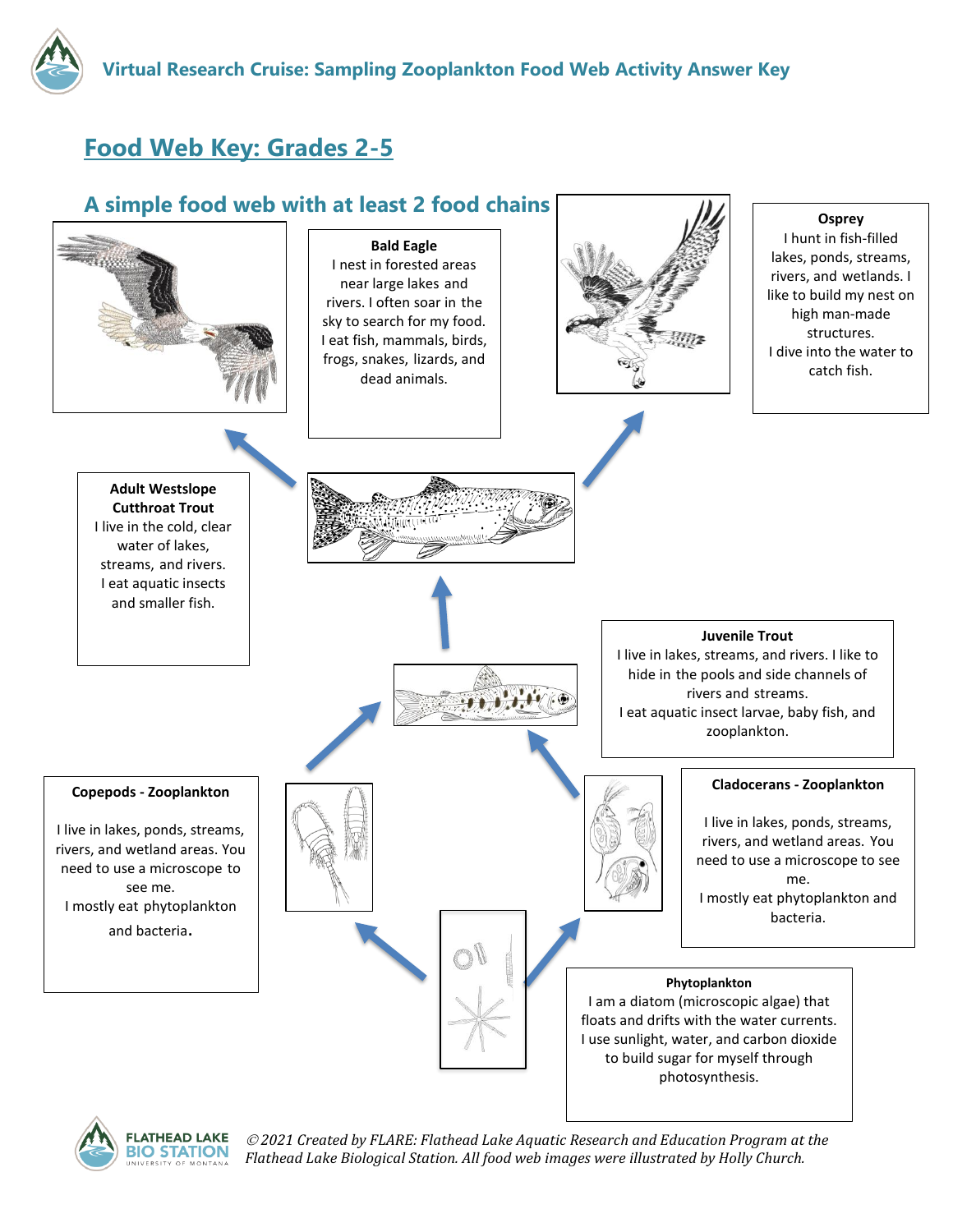# Virtual Research Cruise: Sampling Zooplankton Food Web Activity Answer Key

## Food Web Key: Grades 2-5

### A simple food web with at least 2 food chains

**Bald Eagle**
I nest in forested areas near large lakes and rivers. I often soar in the sky to search for my food. I eat fish, mammals, birds, frogs, snakes, lizards, and dead animals.

**Osprey**
I hunt in fish-filled lakes, ponds, streams, rivers, and wetlands. I like to build my nest on high man-made structures.
I dive into the water to catch fish.

**Adult Westslope Cutthroat Trout**
I live in the cold, clear water of lakes, streams, and rivers.
I eat aquatic insects and smaller fish.

**Juvenile Trout**
I live in lakes, streams, and rivers. I like to hide in the pools and side channels of rivers and streams.
I eat aquatic insect larvae, baby fish, and zooplankton.

**Copepods - Zooplankton**

I live in lakes, ponds, streams, rivers, and wetland areas. You need to use a microscope to see me.
I mostly eat phytoplankton and bacteria.

**Cladocerans - Zooplankton**

I live in lakes, ponds, streams, rivers, and wetland areas. You need to use a microscope to see me.
I mostly eat phytoplankton and bacteria.

**Phytoplankton**
I am a diatom (microscopic algae) that floats and drifts with the water currents. I use sunlight, water, and carbon dioxide to build sugar for myself through photosynthesis.

*© 2021 Created by FLARE: Flathead Lake Aquatic Research and Education Program at the Flathead Lake Biological Station. All food web images were illustrated by Holly Church.*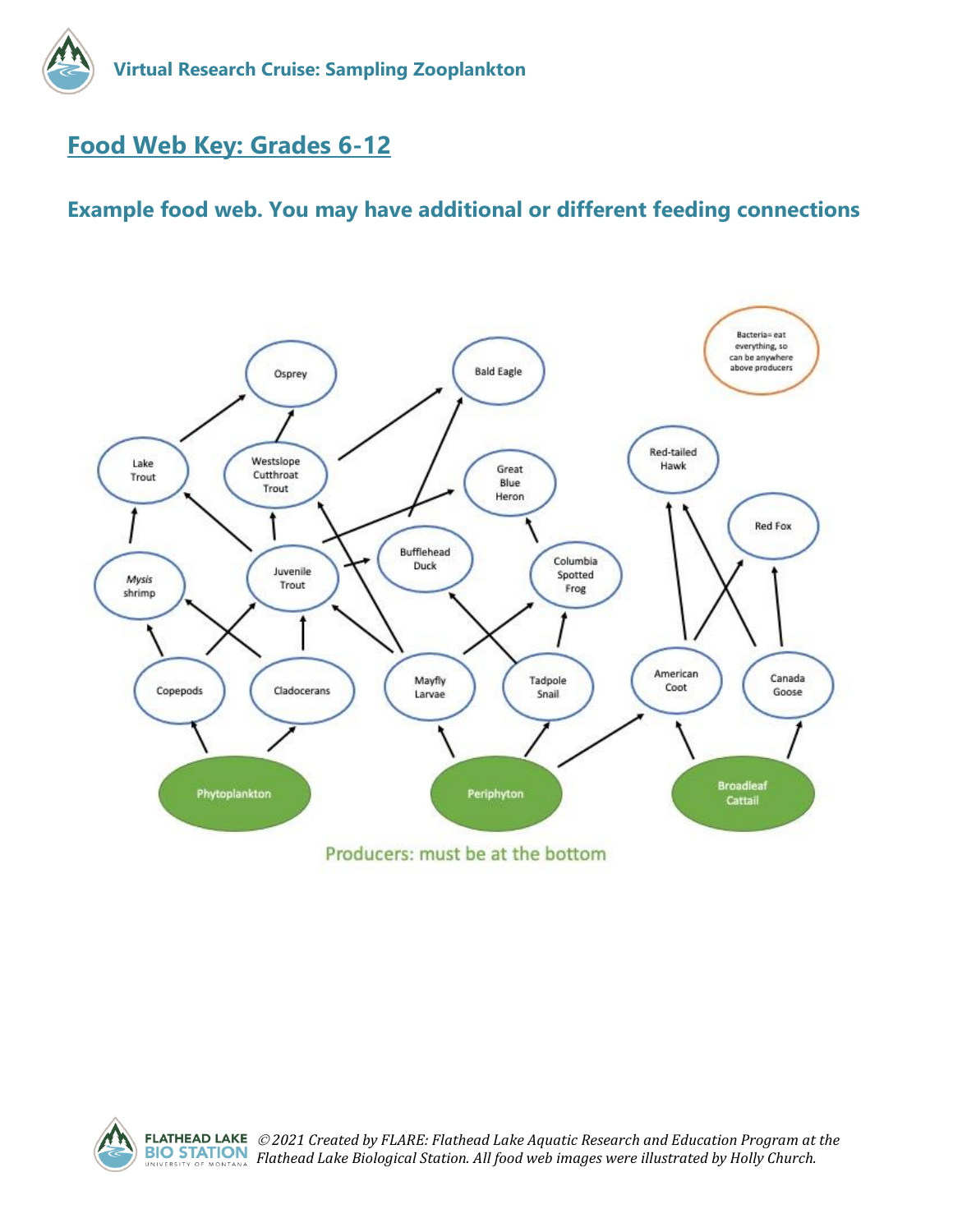## Food Web Key: Grades 6-12

### Example food web. You may have additional or different feeding connections

Bacteria= eat everything, so can be anywhere above producers

Osprey

Bald Eagle

Lake Trout

Westslope Cutthroat Trout

Great Blue Heron

Red-tailed Hawk

Red Fox

*Mysis* shrimp

Juvenile Trout

Bufflehead Duck

Columbia Spotted Frog

Copepods

Cladocerans

Mayfly Larvae

Tadpole Snail

American Coot

Canada Goose

Phytoplankton

Periphyton

Broadleaf Cattail

Producers: must be at the bottom